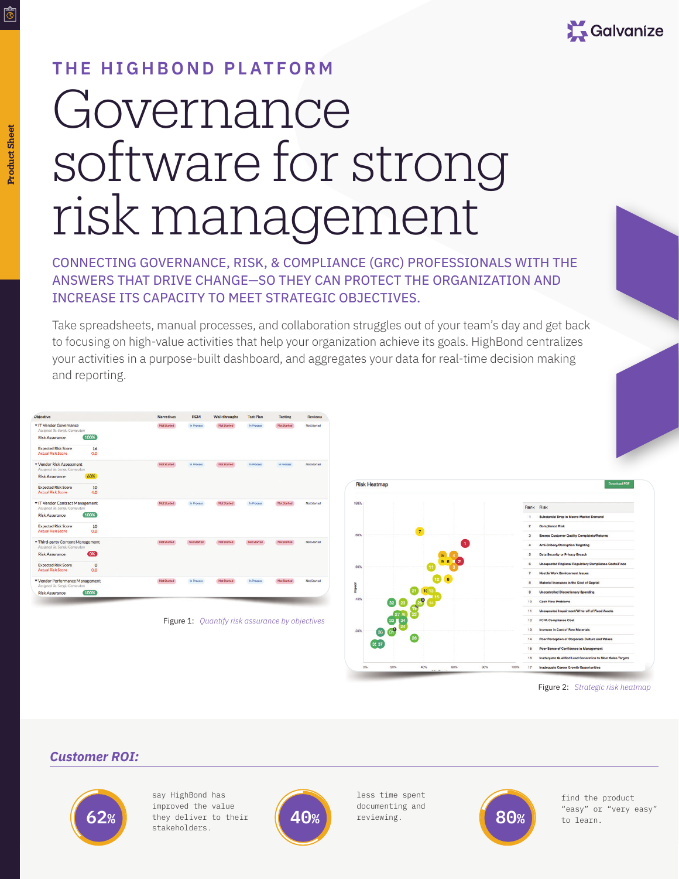THE HIGHBOND PLATFORM

# Governance software for strong risk management

## CONNECTING GOVERNANCE, RISK, & COMPLIANCE (GRC) PROFESSIONALS WITH THE ANSWERS THAT DRIVE CHANGE—SO THEY CAN PROTECT THE ORGANIZATION AND INCREASE ITS CAPACITY TO MEET STRATEGIC OBJECTIVES.

Take spreadsheets, manual processes, and collaboration struggles out of your team's day and get back to focusing on high-value activities that help your organization achieve its goals. HighBond centralizes your activities in a purpose-built dashboard, and aggregates your data for real-time decision making and reporting.

Figure 1: *Quantify risk assurance by objectives*

Figure 2: *Strategic risk heatmap*

## *Customer ROI:*

**62%** say HighBond has improved the value they deliver to their stakeholders.

**40%** less time spent documenting and reviewing.

**80%** find the product "easy" or "very easy" to learn.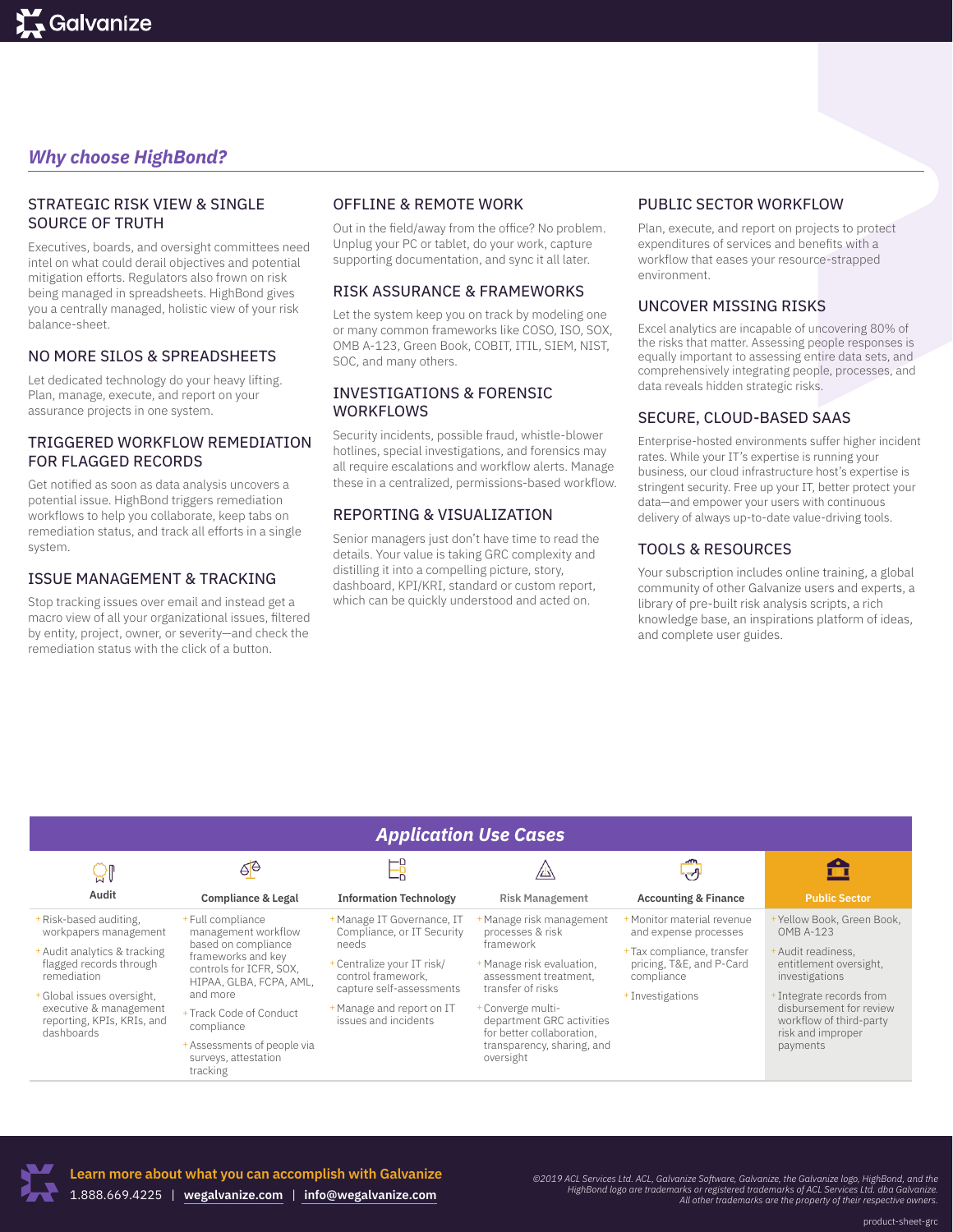## *Why choose HighBond?*

### STRATEGIC RISK VIEW & SINGLE SOURCE OF TRUTH

Executives, boards, and oversight committees need intel on what could derail objectives and potential mitigation efforts. Regulators also frown on risk being managed in spreadsheets. HighBond gives you a centrally managed, holistic view of your risk balance-sheet.

### NO MORE SILOS & SPREADSHEETS

Let dedicated technology do your heavy lifting. Plan, manage, execute, and report on your assurance projects in one system.

### TRIGGERED WORKFLOW REMEDIATION FOR FLAGGED RECORDS

Get notified as soon as data analysis uncovers a potential issue. HighBond triggers remediation workflows to help you collaborate, keep tabs on remediation status, and track all efforts in a single system.

### ISSUE MANAGEMENT & TRACKING

Stop tracking issues over email and instead get a macro view of all your organizational issues, filtered by entity, project, owner, or severity—and check the remediation status with the click of a button.

### OFFLINE & REMOTE WORK

Out in the field/away from the office? No problem. Unplug your PC or tablet, do your work, capture supporting documentation, and sync it all later.

### RISK ASSURANCE & FRAMEWORKS

Let the system keep you on track by modeling one or many common frameworks like COSO, ISO, SOX, OMB A-123, Green Book, COBIT, ITIL, SIEM, NIST, SOC, and many others.

### INVESTIGATIONS & FORENSIC WORKFLOWS

Security incidents, possible fraud, whistle-blower hotlines, special investigations, and forensics may all require escalations and workflow alerts. Manage these in a centralized, permissions-based workflow.

### REPORTING & VISUALIZATION

Senior managers just don't have time to read the details. Your value is taking GRC complexity and distilling it into a compelling picture, story, dashboard, KPI/KRI, standard or custom report, which can be quickly understood and acted on.

### PUBLIC SECTOR WORKFLOW

Plan, execute, and report on projects to protect expenditures of services and benefits with a workflow that eases your resource-strapped environment.

### UNCOVER MISSING RISKS

Excel analytics are incapable of uncovering 80% of the risks that matter. Assessing people responses is equally important to assessing entire data sets, and comprehensively integrating people, processes, and data reveals hidden strategic risks.

### SECURE, CLOUD-BASED SAAS

Enterprise-hosted environments suffer higher incident rates. While your IT's expertise is running your business, our cloud infrastructure host's expertise is stringent security. Free up your IT, better protect your data—and empower your users with continuous delivery of always up-to-date value-driving tools.

### TOOLS & RESOURCES

Your subscription includes online training, a global community of other Galvanize users and experts, a library of pre-built risk analysis scripts, a rich knowledge base, an inspirations platform of ideas, and complete user guides.

## *Application Use Cases*

| Audit | Compliance & Legal | Information Technology | Risk Management | Accounting & Finance | Public Sector |
|---|---|---|---|---|---|
| + Risk-based auditing, workpapers management<br>+ Audit analytics & tracking flagged records through remediation<br>+ Global issues oversight, executive & management reporting, KPIs, KRIs, and dashboards | + Full compliance management workflow based on compliance frameworks and key controls for ICFR, SOX, HIPAA, GLBA, FCPA, AML, and more<br>+ Track Code of Conduct compliance<br>+ Assessments of people via surveys, attestation tracking | + Manage IT Governance, IT Compliance, or IT Security needs<br>+ Centralize your IT risk/control framework, capture self-assessments<br>+ Manage and report on IT issues and incidents | + Manage risk management processes & risk framework<br>+ Manage risk evaluation, assessment treatment, transfer of risks<br>+ Converge multi-department GRC activities for better collaboration, transparency, sharing, and oversight | + Monitor material revenue and expense processes<br>+ Tax compliance, transfer pricing, T&E, and P-Card compliance<br>+ Investigations | + Yellow Book, Green Book, OMB A-123<br>+ Audit readiness, entitlement oversight, investigations<br>+ Integrate records from disbursement for review workflow of third-party risk and improper payments |

**Learn more about what you can accomplish with Galvanize**
1.888.669.4225 | wegalvanize.com | info@wegalvanize.com

*©2019 ACL Services Ltd. ACL, Galvanize Software, Galvanize, the Galvanize logo, HighBond, and the HighBond logo are trademarks or registered trademarks of ACL Services Ltd. dba Galvanize. All other trademarks are the property of their respective owners.*

product-sheet-grc